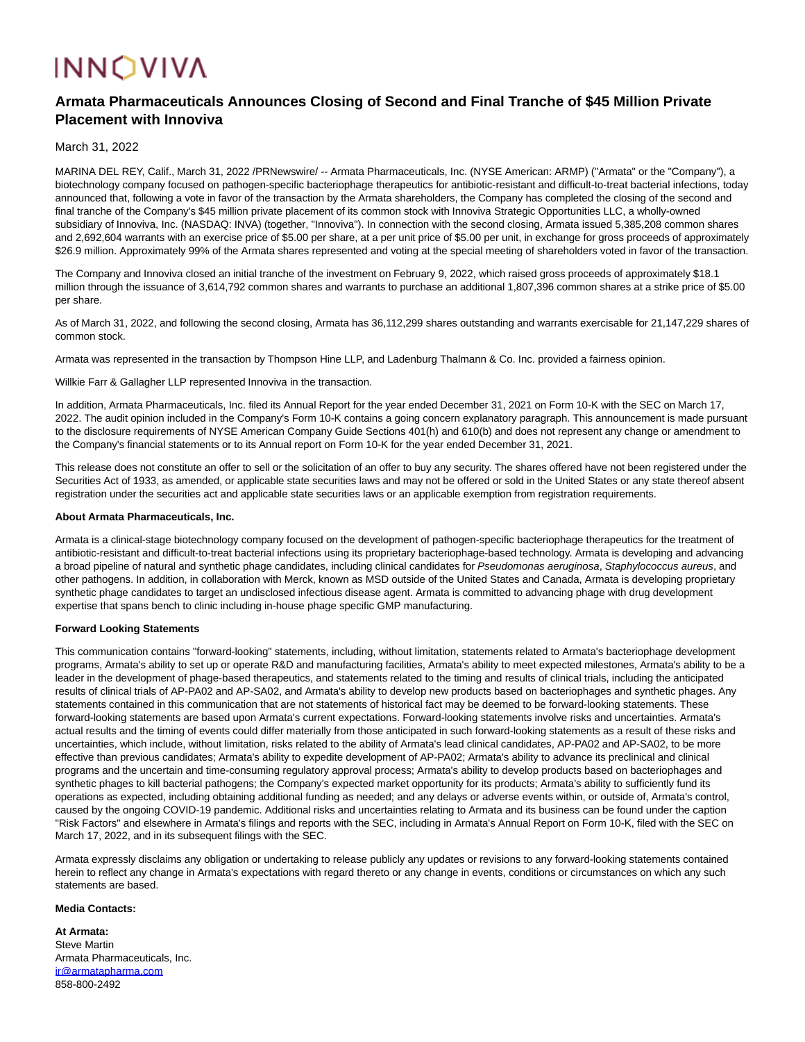INNOVIVA

# Armata Pharmaceuticals Announces Closing of Second and Final Tranche of $45 Million Private Placement with Innoviva

March 31, 2022

MARINA DEL REY, Calif., March 31, 2022 /PRNewswire/ -- Armata Pharmaceuticals, Inc. (NYSE American: ARMP) ("Armata" or the "Company"), a biotechnology company focused on pathogen-specific bacteriophage therapeutics for antibiotic-resistant and difficult-to-treat bacterial infections, today announced that, following a vote in favor of the transaction by the Armata shareholders, the Company has completed the closing of the second and final tranche of the Company's $45 million private placement of its common stock with Innoviva Strategic Opportunities LLC, a wholly-owned subsidiary of Innoviva, Inc. (NASDAQ: INVA) (together, "Innoviva"). In connection with the second closing, Armata issued 5,385,208 common shares and 2,692,604 warrants with an exercise price of $5.00 per share, at a per unit price of $5.00 per unit, in exchange for gross proceeds of approximately $26.9 million. Approximately 99% of the Armata shares represented and voting at the special meeting of shareholders voted in favor of the transaction.

The Company and Innoviva closed an initial tranche of the investment on February 9, 2022, which raised gross proceeds of approximately $18.1 million through the issuance of 3,614,792 common shares and warrants to purchase an additional 1,807,396 common shares at a strike price of $5.00 per share.

As of March 31, 2022, and following the second closing, Armata has 36,112,299 shares outstanding and warrants exercisable for 21,147,229 shares of common stock.

Armata was represented in the transaction by Thompson Hine LLP, and Ladenburg Thalmann & Co. Inc. provided a fairness opinion.

Willkie Farr & Gallagher LLP represented Innoviva in the transaction.

In addition, Armata Pharmaceuticals, Inc. filed its Annual Report for the year ended December 31, 2021 on Form 10-K with the SEC on March 17, 2022. The audit opinion included in the Company's Form 10-K contains a going concern explanatory paragraph. This announcement is made pursuant to the disclosure requirements of NYSE American Company Guide Sections 401(h) and 610(b) and does not represent any change or amendment to the Company's financial statements or to its Annual report on Form 10-K for the year ended December 31, 2021.

This release does not constitute an offer to sell or the solicitation of an offer to buy any security. The shares offered have not been registered under the Securities Act of 1933, as amended, or applicable state securities laws and may not be offered or sold in the United States or any state thereof absent registration under the securities act and applicable state securities laws or an applicable exemption from registration requirements.

**About Armata Pharmaceuticals, Inc.**

Armata is a clinical-stage biotechnology company focused on the development of pathogen-specific bacteriophage therapeutics for the treatment of antibiotic-resistant and difficult-to-treat bacterial infections using its proprietary bacteriophage-based technology. Armata is developing and advancing a broad pipeline of natural and synthetic phage candidates, including clinical candidates for *Pseudomonas aeruginosa*, *Staphylococcus aureus*, and other pathogens. In addition, in collaboration with Merck, known as MSD outside of the United States and Canada, Armata is developing proprietary synthetic phage candidates to target an undisclosed infectious disease agent. Armata is committed to advancing phage with drug development expertise that spans bench to clinic including in-house phage specific GMP manufacturing.

**Forward Looking Statements**

This communication contains "forward-looking" statements, including, without limitation, statements related to Armata's bacteriophage development programs, Armata's ability to set up or operate R&D and manufacturing facilities, Armata's ability to meet expected milestones, Armata's ability to be a leader in the development of phage-based therapeutics, and statements related to the timing and results of clinical trials, including the anticipated results of clinical trials of AP-PA02 and AP-SA02, and Armata's ability to develop new products based on bacteriophages and synthetic phages. Any statements contained in this communication that are not statements of historical fact may be deemed to be forward-looking statements. These forward-looking statements are based upon Armata's current expectations. Forward-looking statements involve risks and uncertainties. Armata's actual results and the timing of events could differ materially from those anticipated in such forward-looking statements as a result of these risks and uncertainties, which include, without limitation, risks related to the ability of Armata's lead clinical candidates, AP-PA02 and AP-SA02, to be more effective than previous candidates; Armata's ability to expedite development of AP-PA02; Armata's ability to advance its preclinical and clinical programs and the uncertain and time-consuming regulatory approval process; Armata's ability to develop products based on bacteriophages and synthetic phages to kill bacterial pathogens; the Company's expected market opportunity for its products; Armata's ability to sufficiently fund its operations as expected, including obtaining additional funding as needed; and any delays or adverse events within, or outside of, Armata's control, caused by the ongoing COVID-19 pandemic. Additional risks and uncertainties relating to Armata and its business can be found under the caption "Risk Factors" and elsewhere in Armata's filings and reports with the SEC, including in Armata's Annual Report on Form 10-K, filed with the SEC on March 17, 2022, and in its subsequent filings with the SEC.

Armata expressly disclaims any obligation or undertaking to release publicly any updates or revisions to any forward-looking statements contained herein to reflect any change in Armata's expectations with regard thereto or any change in events, conditions or circumstances on which any such statements are based.

**Media Contacts:**

**At Armata:**
Steve Martin
Armata Pharmaceuticals, Inc.
ir@armatapharma.com
858-800-2492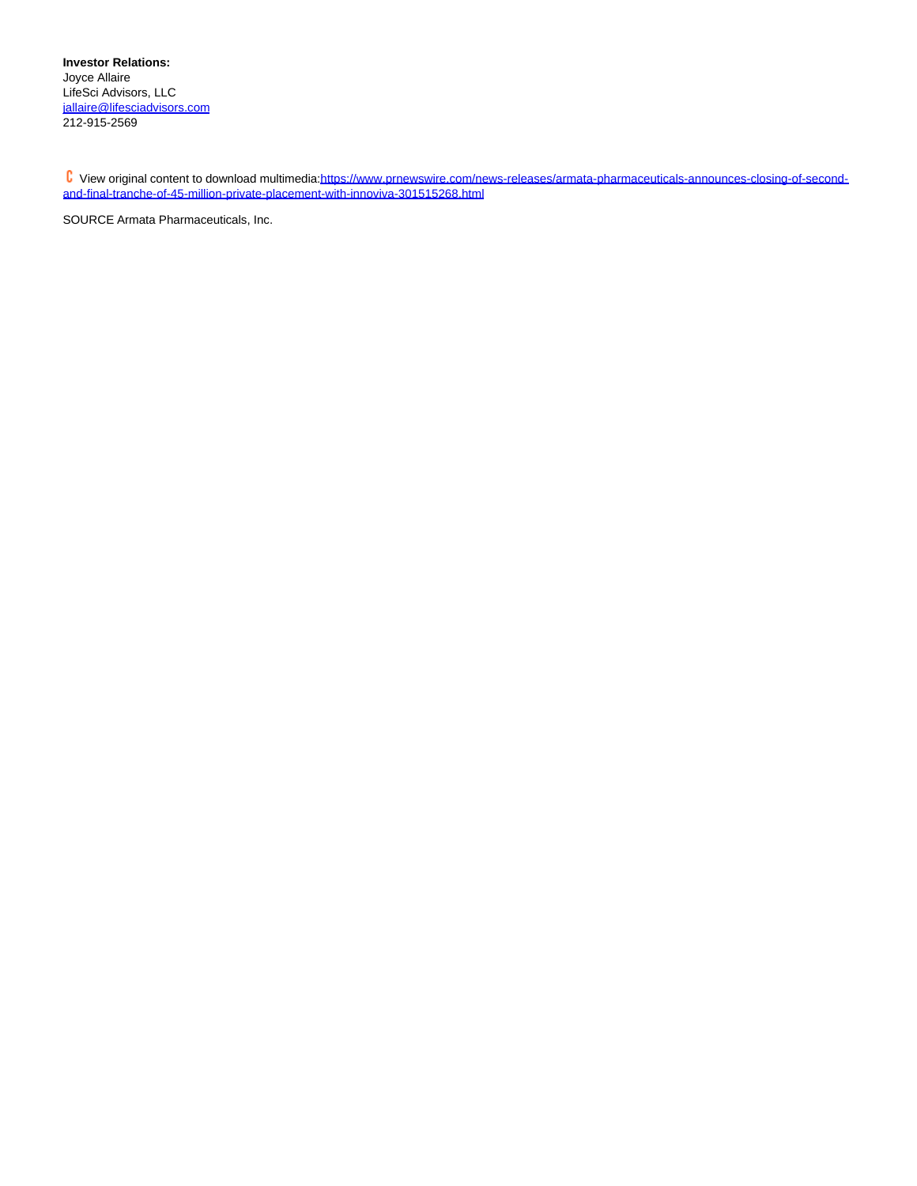**Investor Relations:**
Joyce Allaire
LifeSci Advisors, LLC
jallaire@lifesciadvisors.com
212-915-2569

C View original content to download multimedia:https://www.prnewswire.com/news-releases/armata-pharmaceuticals-announces-closing-of-second-and-final-tranche-of-45-million-private-placement-with-innoviva-301515268.html

SOURCE Armata Pharmaceuticals, Inc.